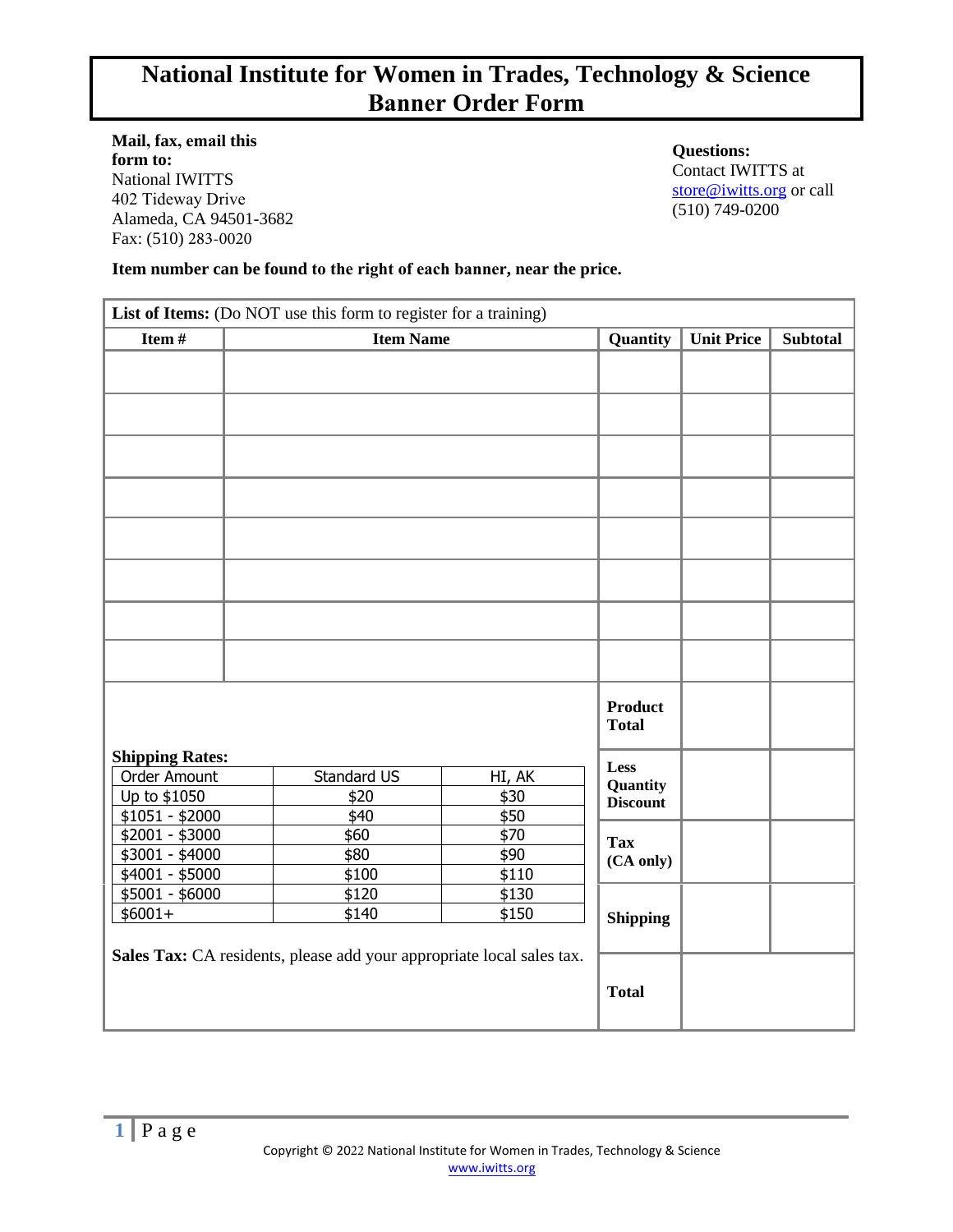# National Institute for Women in Trades, Technology & Science
## Banner Order Form

**Mail, fax, email this form to:**
National IWITTS
402 Tideway Drive
Alameda, CA 94501-3682
Fax: (510) 283-0020

**Questions:**
Contact IWITTS at store@iwitts.org or call (510) 749-0200

**Item number can be found to the right of each banner, near the price.**

**List of Items:** (Do NOT use this form to register for a training)

| Item # | Item Name | Quantity | Unit Price | Subtotal |
|---|---|---|---|---|
| | | | | |
| | | | | |
| | | | | |
| | | | | |
| | | | | |
| | | | | |
| | | | | |
| | | | | |
| | | **Product Total** | | |
| | | **Less Quantity Discount** | | |
| | | **Tax (CA only)** | | |
| | | **Shipping** | | |
| | | **Total** | | |

**Shipping Rates:**

| Order Amount | Standard US | HI, AK |
|---|---|---|
| Up to $1050 | $20 | $30 |
| $1051 - $2000 | $40 | $50 |
| $2001 - $3000 | $60 | $70 |
| $3001 - $4000 | $80 | $90 |
| $4001 - $5000 | $100 | $110 |
| $5001 - $6000 | $120 | $130 |
| $6001+ | $140 | $150 |

**Sales Tax:** CA residents, please add your appropriate local sales tax.

Copyright © 2022 National Institute for Women in Trades, Technology & Science
www.iwitts.org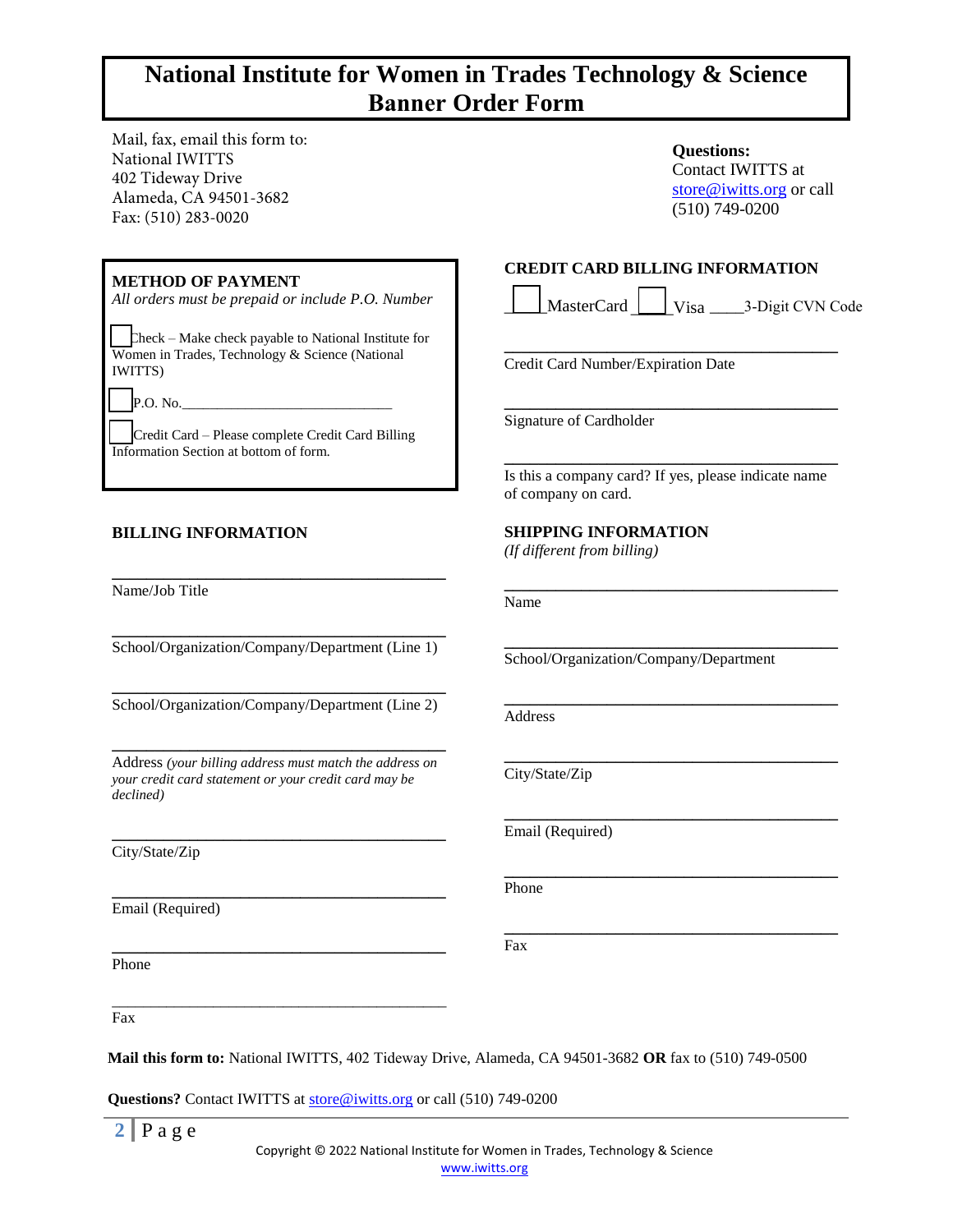# National Institute for Women in Trades Technology & Science Banner Order Form

Mail, fax, email this form to:
National IWITTS
402 Tideway Drive
Alameda, CA 94501-3682
Fax: (510) 283-0020

**Questions:**
Contact IWITTS at store@iwitts.org or call (510) 749-0200

**METHOD OF PAYMENT**
*All orders must be prepaid or include P.O. Number*

☐ Check – Make check payable to National Institute for Women in Trades, Technology & Science (National IWITTS)

☐ P.O. No.______________________________

☐ Credit Card – Please complete Credit Card Billing Information Section at bottom of form.

**CREDIT CARD BILLING INFORMATION**

☐ MasterCard ☐ Visa ____3-Digit CVN Code

_________________________________________
Credit Card Number/Expiration Date

_________________________________________
Signature of Cardholder

_________________________________________
Is this a company card? If yes, please indicate name of company on card.

**BILLING INFORMATION**

_________________________________________
Name/Job Title

_________________________________________
School/Organization/Company/Department (Line 1)

_________________________________________
School/Organization/Company/Department (Line 2)

_________________________________________
Address *(your billing address must match the address on your credit card statement or your credit card may be declined)*

_________________________________________
City/State/Zip

_________________________________________
Email (Required)

_________________________________________
Phone

_________________________________________
Fax

**SHIPPING INFORMATION**
*(If different from billing)*

_________________________________________
Name

_________________________________________
School/Organization/Company/Department

_________________________________________
Address

_________________________________________
City/State/Zip

_________________________________________
Email (Required)

_________________________________________
Phone

_________________________________________
Fax

**Mail this form to:** National IWITTS, 402 Tideway Drive, Alameda, CA 94501-3682 **OR** fax to (510) 749-0500

**Questions?** Contact IWITTS at store@iwitts.org or call (510) 749-0200

Copyright © 2022 National Institute for Women in Trades, Technology & Science
www.iwitts.org